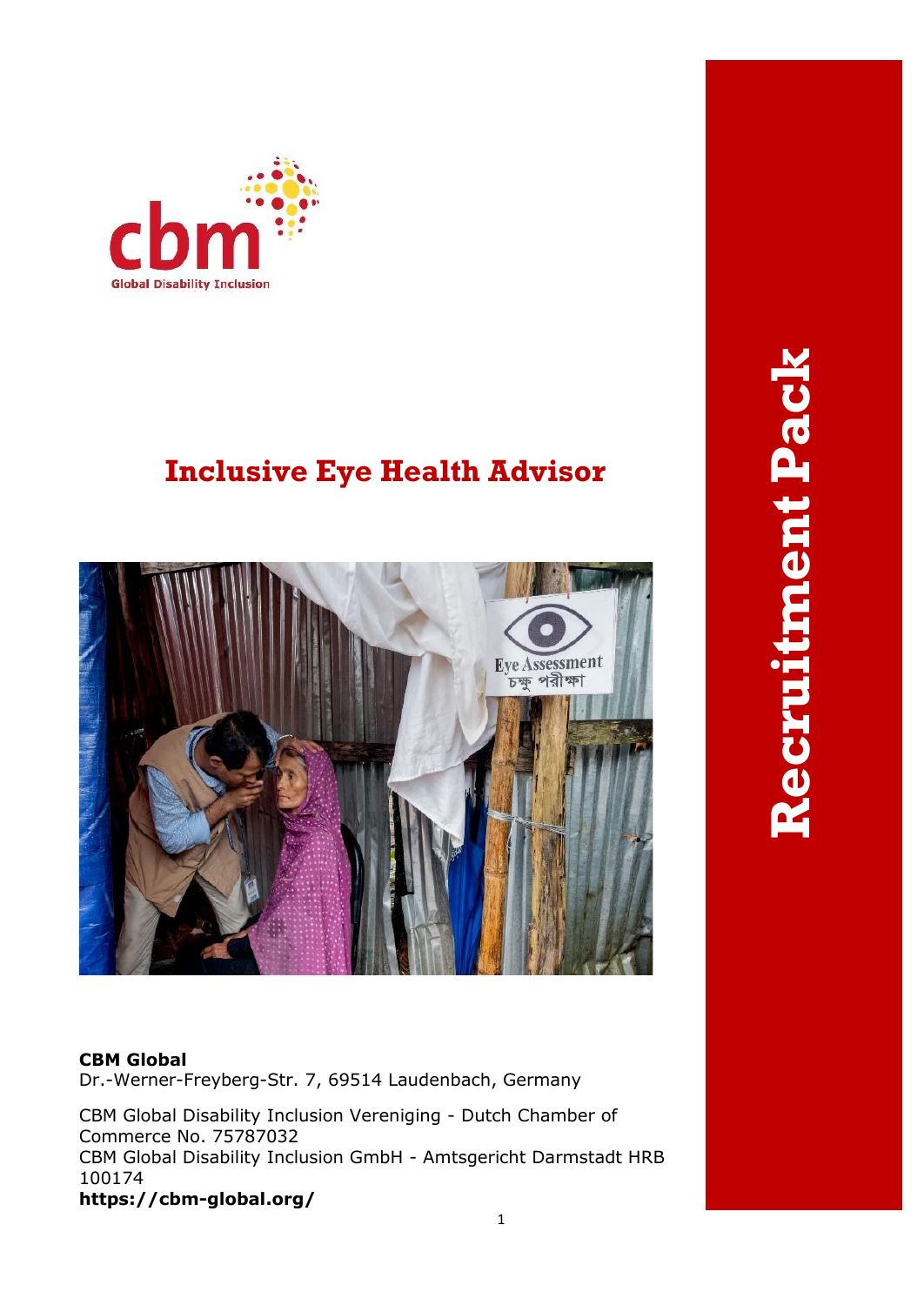cbm

Global Disability Inclusion

# Inclusive Eye Health Advisor

Recruitment Pack

**CBM Global**
Dr.-Werner-Freyberg-Str. 7, 69514 Laudenbach, Germany

CBM Global Disability Inclusion Vereniging - Dutch Chamber of Commerce No. 75787032
CBM Global Disability Inclusion GmbH - Amtsgericht Darmstadt HRB 100174
**https://cbm-global.org/**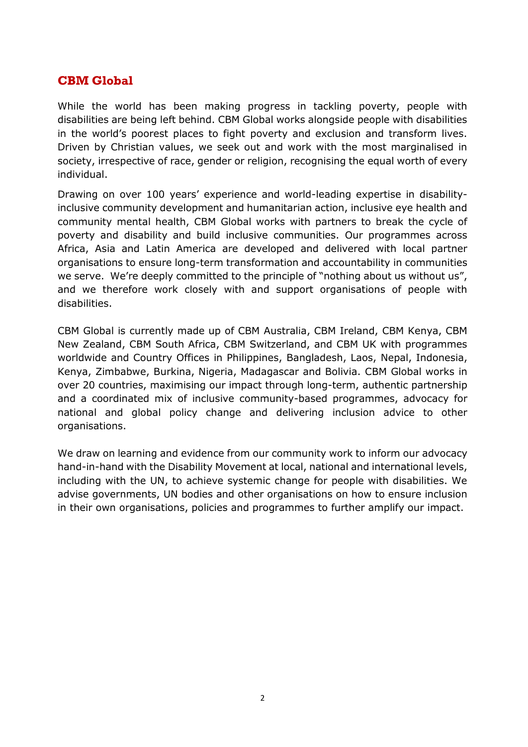## CBM Global

While the world has been making progress in tackling poverty, people with disabilities are being left behind. CBM Global works alongside people with disabilities in the world's poorest places to fight poverty and exclusion and transform lives. Driven by Christian values, we seek out and work with the most marginalised in society, irrespective of race, gender or religion, recognising the equal worth of every individual.

Drawing on over 100 years' experience and world-leading expertise in disability-inclusive community development and humanitarian action, inclusive eye health and community mental health, CBM Global works with partners to break the cycle of poverty and disability and build inclusive communities. Our programmes across Africa, Asia and Latin America are developed and delivered with local partner organisations to ensure long-term transformation and accountability in communities we serve. We're deeply committed to the principle of "nothing about us without us", and we therefore work closely with and support organisations of people with disabilities.

CBM Global is currently made up of CBM Australia, CBM Ireland, CBM Kenya, CBM New Zealand, CBM South Africa, CBM Switzerland, and CBM UK with programmes worldwide and Country Offices in Philippines, Bangladesh, Laos, Nepal, Indonesia, Kenya, Zimbabwe, Burkina, Nigeria, Madagascar and Bolivia. CBM Global works in over 20 countries, maximising our impact through long-term, authentic partnership and a coordinated mix of inclusive community-based programmes, advocacy for national and global policy change and delivering inclusion advice to other organisations.

We draw on learning and evidence from our community work to inform our advocacy hand-in-hand with the Disability Movement at local, national and international levels, including with the UN, to achieve systemic change for people with disabilities. We advise governments, UN bodies and other organisations on how to ensure inclusion in their own organisations, policies and programmes to further amplify our impact.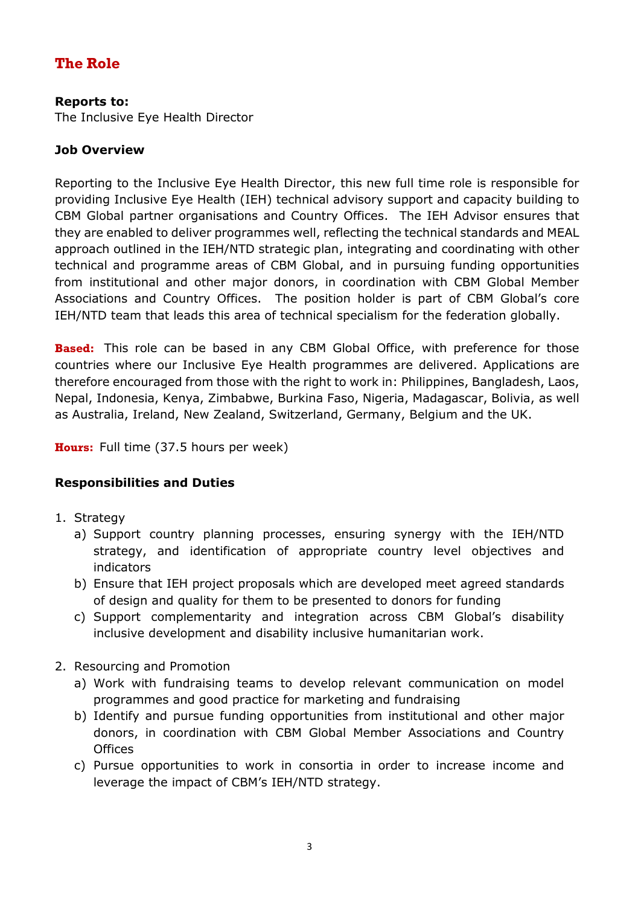## The Role

**Reports to:**
The Inclusive Eye Health Director

**Job Overview**

Reporting to the Inclusive Eye Health Director, this new full time role is responsible for providing Inclusive Eye Health (IEH) technical advisory support and capacity building to CBM Global partner organisations and Country Offices. The IEH Advisor ensures that they are enabled to deliver programmes well, reflecting the technical standards and MEAL approach outlined in the IEH/NTD strategic plan, integrating and coordinating with other technical and programme areas of CBM Global, and in pursuing funding opportunities from institutional and other major donors, in coordination with CBM Global Member Associations and Country Offices. The position holder is part of CBM Global's core IEH/NTD team that leads this area of technical specialism for the federation globally.

**Based:** This role can be based in any CBM Global Office, with preference for those countries where our Inclusive Eye Health programmes are delivered. Applications are therefore encouraged from those with the right to work in: Philippines, Bangladesh, Laos, Nepal, Indonesia, Kenya, Zimbabwe, Burkina Faso, Nigeria, Madagascar, Bolivia, as well as Australia, Ireland, New Zealand, Switzerland, Germany, Belgium and the UK.

**Hours:** Full time (37.5 hours per week)

**Responsibilities and Duties**

1. Strategy
   a) Support country planning processes, ensuring synergy with the IEH/NTD strategy, and identification of appropriate country level objectives and indicators
   b) Ensure that IEH project proposals which are developed meet agreed standards of design and quality for them to be presented to donors for funding
   c) Support complementarity and integration across CBM Global's disability inclusive development and disability inclusive humanitarian work.

2. Resourcing and Promotion
   a) Work with fundraising teams to develop relevant communication on model programmes and good practice for marketing and fundraising
   b) Identify and pursue funding opportunities from institutional and other major donors, in coordination with CBM Global Member Associations and Country Offices
   c) Pursue opportunities to work in consortia in order to increase income and leverage the impact of CBM's IEH/NTD strategy.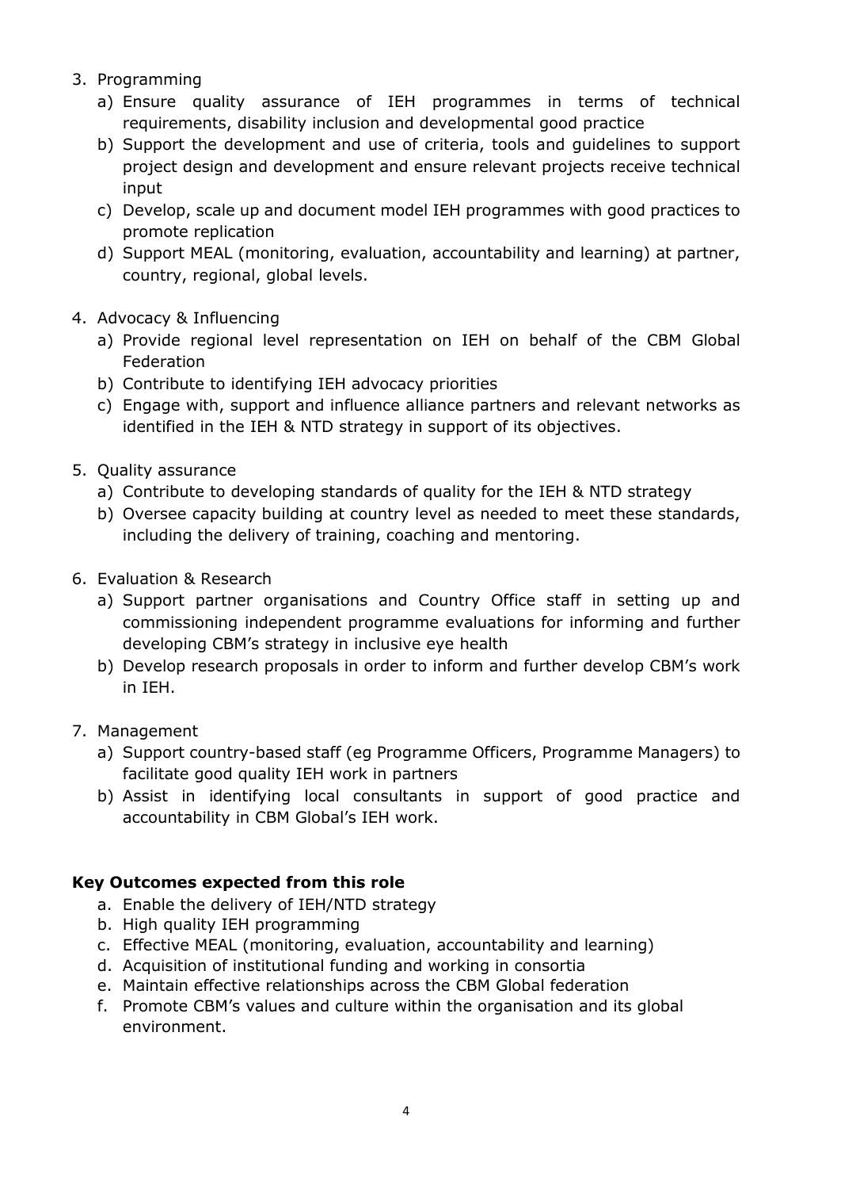3. Programming
    a) Ensure quality assurance of IEH programmes in terms of technical requirements, disability inclusion and developmental good practice
    b) Support the development and use of criteria, tools and guidelines to support project design and development and ensure relevant projects receive technical input
    c) Develop, scale up and document model IEH programmes with good practices to promote replication
    d) Support MEAL (monitoring, evaluation, accountability and learning) at partner, country, regional, global levels.

4. Advocacy & Influencing
    a) Provide regional level representation on IEH on behalf of the CBM Global Federation
    b) Contribute to identifying IEH advocacy priorities
    c) Engage with, support and influence alliance partners and relevant networks as identified in the IEH & NTD strategy in support of its objectives.

5. Quality assurance
    a) Contribute to developing standards of quality for the IEH & NTD strategy
    b) Oversee capacity building at country level as needed to meet these standards, including the delivery of training, coaching and mentoring.

6. Evaluation & Research
    a) Support partner organisations and Country Office staff in setting up and commissioning independent programme evaluations for informing and further developing CBM's strategy in inclusive eye health
    b) Develop research proposals in order to inform and further develop CBM's work in IEH.

7. Management
    a) Support country-based staff (eg Programme Officers, Programme Managers) to facilitate good quality IEH work in partners
    b) Assist in identifying local consultants in support of good practice and accountability in CBM Global's IEH work.

**Key Outcomes expected from this role**

a. Enable the delivery of IEH/NTD strategy
b. High quality IEH programming
c. Effective MEAL (monitoring, evaluation, accountability and learning)
d. Acquisition of institutional funding and working in consortia
e. Maintain effective relationships across the CBM Global federation
f. Promote CBM's values and culture within the organisation and its global environment.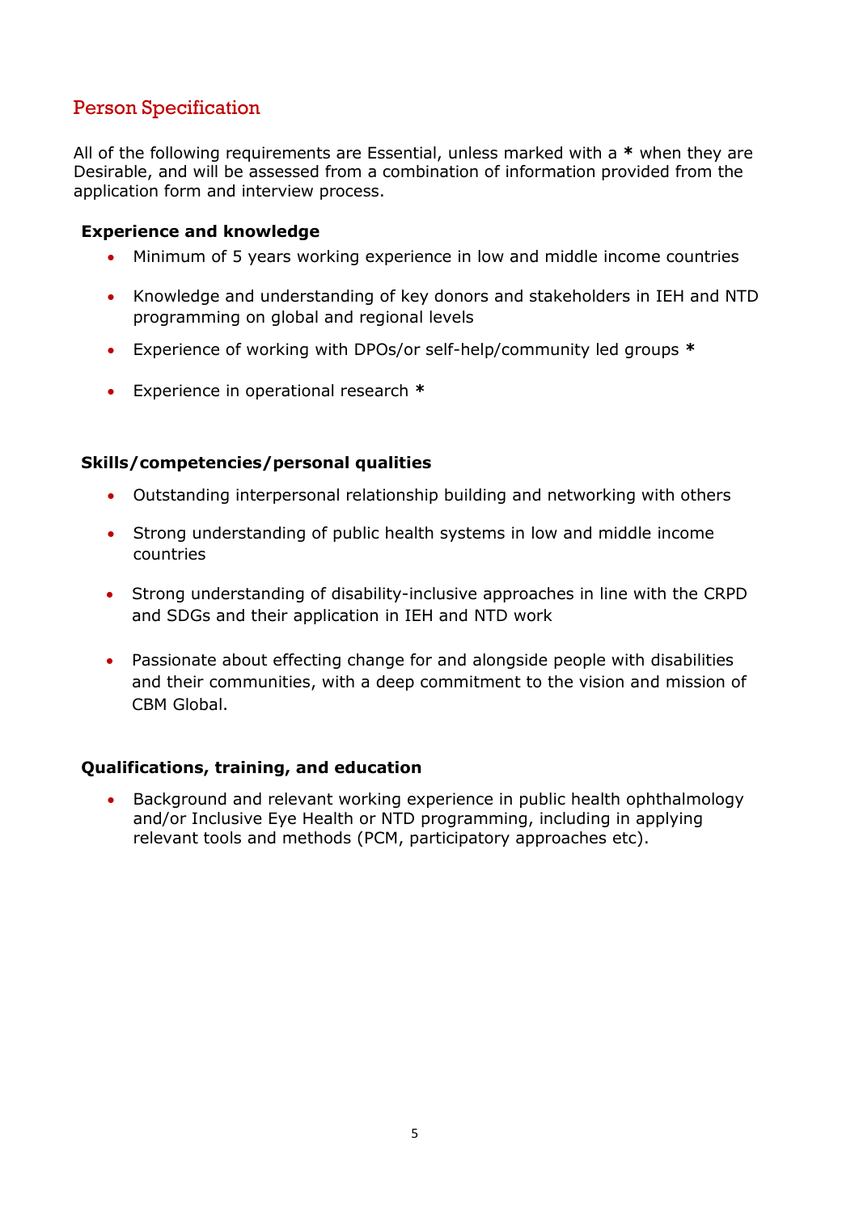## Person Specification

All of the following requirements are Essential, unless marked with a **\*** when they are Desirable, and will be assessed from a combination of information provided from the application form and interview process.

### Experience and knowledge

- Minimum of 5 years working experience in low and middle income countries
- Knowledge and understanding of key donors and stakeholders in IEH and NTD programming on global and regional levels
- Experience of working with DPOs/or self-help/community led groups **\***
- Experience in operational research **\***

### Skills/competencies/personal qualities

- Outstanding interpersonal relationship building and networking with others
- Strong understanding of public health systems in low and middle income countries
- Strong understanding of disability-inclusive approaches in line with the CRPD and SDGs and their application in IEH and NTD work
- Passionate about effecting change for and alongside people with disabilities and their communities, with a deep commitment to the vision and mission of CBM Global.

### Qualifications, training, and education

- Background and relevant working experience in public health ophthalmology and/or Inclusive Eye Health or NTD programming, including in applying relevant tools and methods (PCM, participatory approaches etc).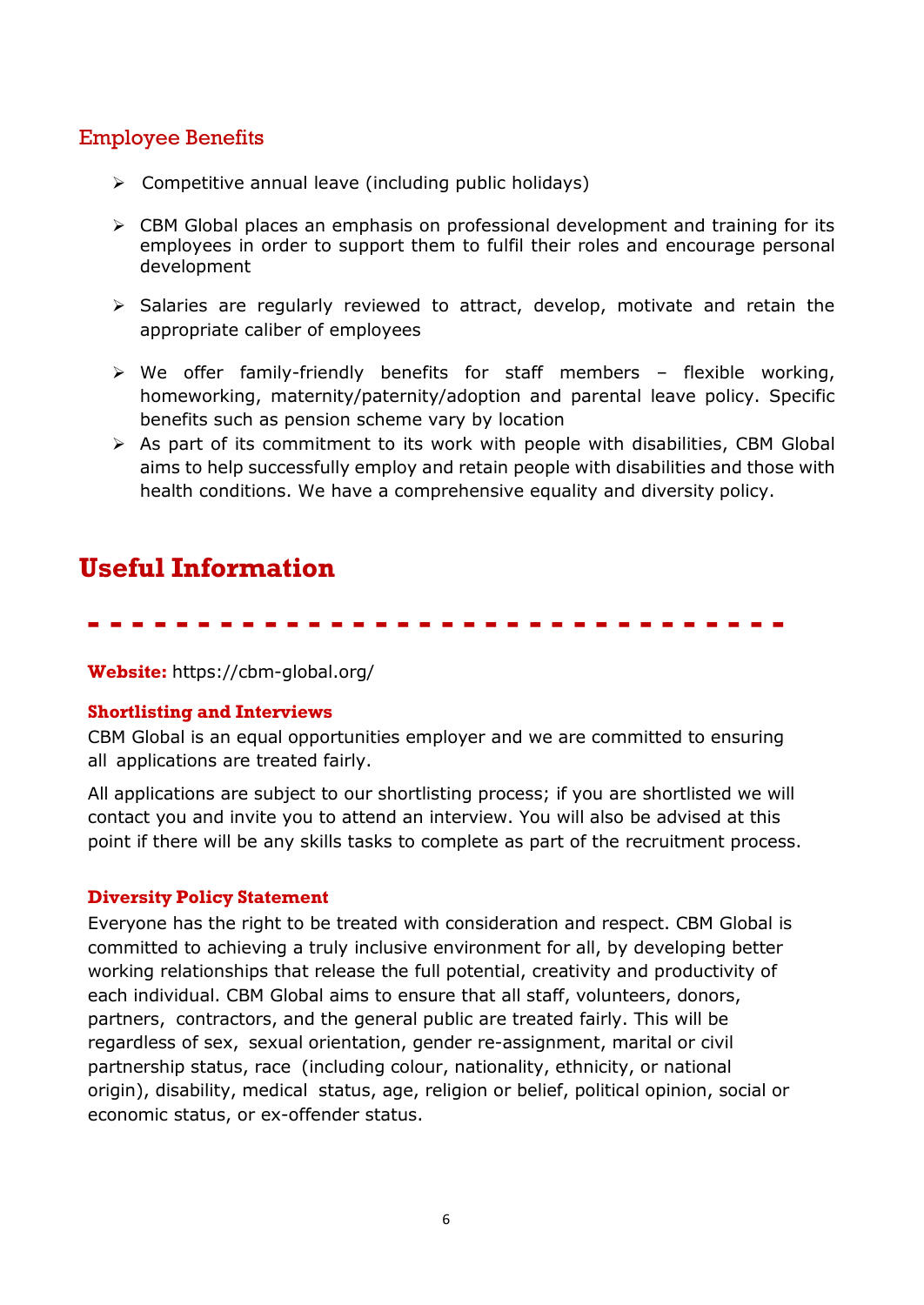## Employee Benefits

- Competitive annual leave (including public holidays)
- CBM Global places an emphasis on professional development and training for its employees in order to support them to fulfil their roles and encourage personal development
- Salaries are regularly reviewed to attract, develop, motivate and retain the appropriate caliber of employees
- We offer family-friendly benefits for staff members – flexible working, homeworking, maternity/paternity/adoption and parental leave policy. Specific benefits such as pension scheme vary by location
- As part of its commitment to its work with people with disabilities, CBM Global aims to help successfully employ and retain people with disabilities and those with health conditions. We have a comprehensive equality and diversity policy.

# Useful Information

**Website:** https://cbm-global.org/

**Shortlisting and Interviews**

CBM Global is an equal opportunities employer and we are committed to ensuring all applications are treated fairly.

All applications are subject to our shortlisting process; if you are shortlisted we will contact you and invite you to attend an interview. You will also be advised at this point if there will be any skills tasks to complete as part of the recruitment process.

**Diversity Policy Statement**

Everyone has the right to be treated with consideration and respect. CBM Global is committed to achieving a truly inclusive environment for all, by developing better working relationships that release the full potential, creativity and productivity of each individual. CBM Global aims to ensure that all staff, volunteers, donors, partners, contractors, and the general public are treated fairly. This will be regardless of sex, sexual orientation, gender re-assignment, marital or civil partnership status, race (including colour, nationality, ethnicity, or national origin), disability, medical status, age, religion or belief, political opinion, social or economic status, or ex-offender status.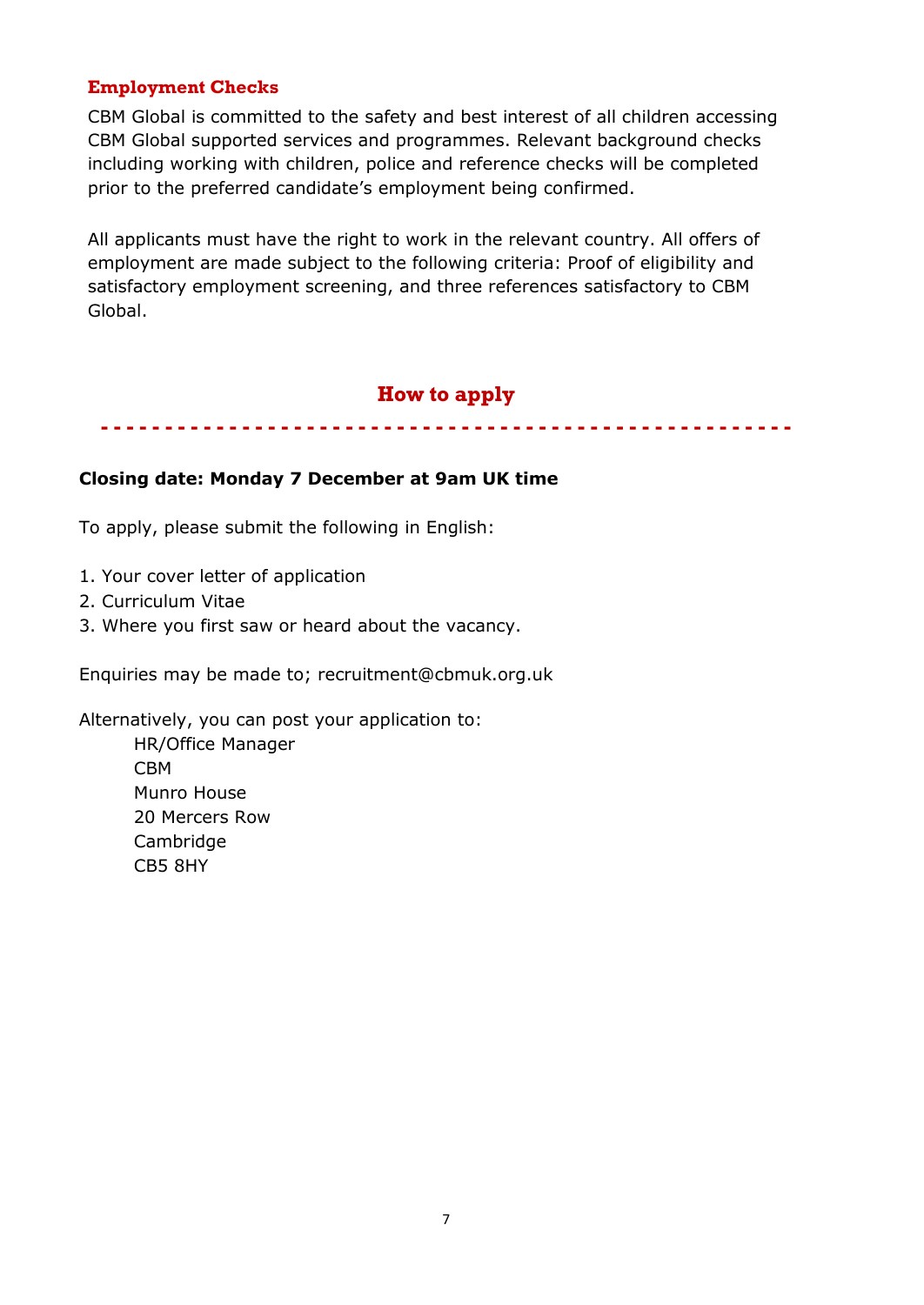### Employment Checks

CBM Global is committed to the safety and best interest of all children accessing CBM Global supported services and programmes. Relevant background checks including working with children, police and reference checks will be completed prior to the preferred candidate's employment being confirmed.

All applicants must have the right to work in the relevant country. All offers of employment are made subject to the following criteria: Proof of eligibility and satisfactory employment screening, and three references satisfactory to CBM Global.

## How to apply

**Closing date: Monday 7 December at 9am UK time**

To apply, please submit the following in English:

1. Your cover letter of application
2. Curriculum Vitae
3. Where you first saw or heard about the vacancy.

Enquiries may be made to; recruitment@cbmuk.org.uk

Alternatively, you can post your application to:

HR/Office Manager
CBM
Munro House
20 Mercers Row
Cambridge
CB5 8HY